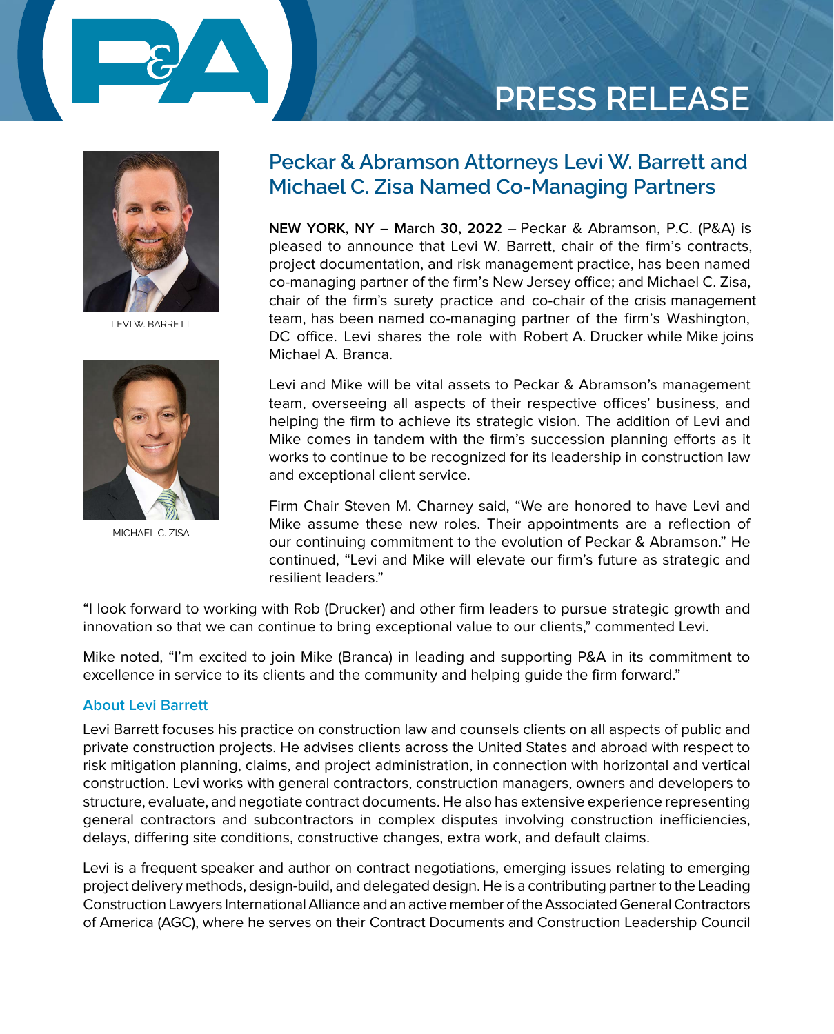PRESS RELEASE

LEVI W. BARRETT

MICHAEL C. ZISA

# Peckar & Abramson Attorneys Levi W. Barrett and Michael C. Zisa Named Co-Managing Partners

**NEW YORK, NY – March 30, 2022** – Peckar & Abramson, P.C. (P&A) is pleased to announce that Levi W. Barrett, chair of the firm's contracts, project documentation, and risk management practice, has been named co-managing partner of the firm's New Jersey office; and Michael C. Zisa, chair of the firm's surety practice and co-chair of the crisis management team, has been named co-managing partner of the firm's Washington, DC office. Levi shares the role with Robert A. Drucker while Mike joins Michael A. Branca.

Levi and Mike will be vital assets to Peckar & Abramson's management team, overseeing all aspects of their respective offices' business, and helping the firm to achieve its strategic vision. The addition of Levi and Mike comes in tandem with the firm's succession planning efforts as it works to continue to be recognized for its leadership in construction law and exceptional client service.

Firm Chair Steven M. Charney said, "We are honored to have Levi and Mike assume these new roles. Their appointments are a reflection of our continuing commitment to the evolution of Peckar & Abramson." He continued, "Levi and Mike will elevate our firm's future as strategic and resilient leaders."

"I look forward to working with Rob (Drucker) and other firm leaders to pursue strategic growth and innovation so that we can continue to bring exceptional value to our clients," commented Levi.

Mike noted, "I'm excited to join Mike (Branca) in leading and supporting P&A in its commitment to excellence in service to its clients and the community and helping guide the firm forward."

### About Levi Barrett

Levi Barrett focuses his practice on construction law and counsels clients on all aspects of public and private construction projects. He advises clients across the United States and abroad with respect to risk mitigation planning, claims, and project administration, in connection with horizontal and vertical construction. Levi works with general contractors, construction managers, owners and developers to structure, evaluate, and negotiate contract documents. He also has extensive experience representing general contractors and subcontractors in complex disputes involving construction inefficiencies, delays, differing site conditions, constructive changes, extra work, and default claims.

Levi is a frequent speaker and author on contract negotiations, emerging issues relating to emerging project delivery methods, design-build, and delegated design. He is a contributing partner to the Leading Construction Lawyers International Alliance and an active member of the Associated General Contractors of America (AGC), where he serves on their Contract Documents and Construction Leadership Council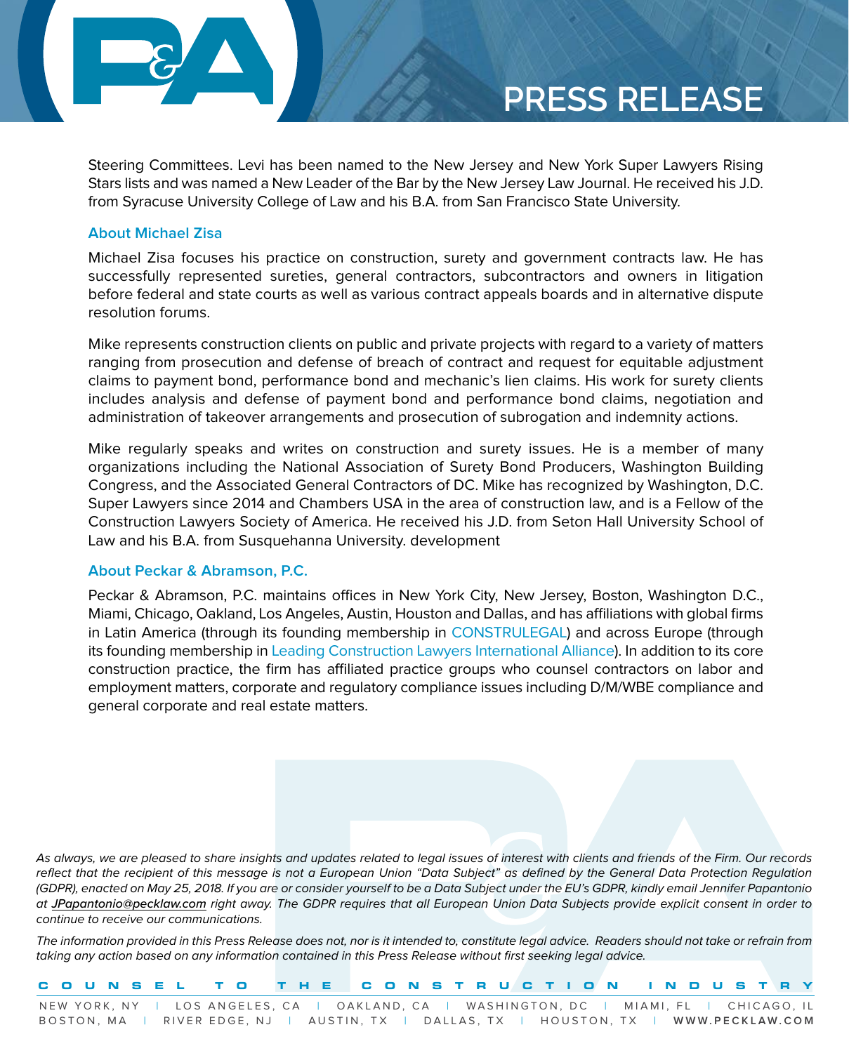Steering Committees. Levi has been named to the New Jersey and New York Super Lawyers Rising Stars lists and was named a New Leader of the Bar by the New Jersey Law Journal. He received his J.D. from Syracuse University College of Law and his B.A. from San Francisco State University.

### About Michael Zisa

Michael Zisa focuses his practice on construction, surety and government contracts law. He has successfully represented sureties, general contractors, subcontractors and owners in litigation before federal and state courts as well as various contract appeals boards and in alternative dispute resolution forums.

Mike represents construction clients on public and private projects with regard to a variety of matters ranging from prosecution and defense of breach of contract and request for equitable adjustment claims to payment bond, performance bond and mechanic's lien claims. His work for surety clients includes analysis and defense of payment bond and performance bond claims, negotiation and administration of takeover arrangements and prosecution of subrogation and indemnity actions.

Mike regularly speaks and writes on construction and surety issues. He is a member of many organizations including the National Association of Surety Bond Producers, Washington Building Congress, and the Associated General Contractors of DC. Mike has recognized by Washington, D.C. Super Lawyers since 2014 and Chambers USA in the area of construction law, and is a Fellow of the Construction Lawyers Society of America. He received his J.D. from Seton Hall University School of Law and his B.A. from Susquehanna University. development

### About Peckar & Abramson, P.C.

Peckar & Abramson, P.C. maintains offices in New York City, New Jersey, Boston, Washington D.C., Miami, Chicago, Oakland, Los Angeles, Austin, Houston and Dallas, and has affiliations with global firms in Latin America (through its founding membership in CONSTRULEGAL) and across Europe (through its founding membership in Leading Construction Lawyers International Alliance). In addition to its core construction practice, the firm has affiliated practice groups who counsel contractors on labor and employment matters, corporate and regulatory compliance issues including D/M/WBE compliance and general corporate and real estate matters.

*As always, we are pleased to share insights and updates related to legal issues of interest with clients and friends of the Firm. Our records reflect that the recipient of this message is not a European Union "Data Subject" as defined by the General Data Protection Regulation (GDPR), enacted on May 25, 2018. If you are or consider yourself to be a Data Subject under the EU's GDPR, kindly email Jennifer Papantonio at **JPapantonio@pecklaw.com** right away. The GDPR requires that all European Union Data Subjects provide explicit consent in order to continue to receive our communications.*

*The information provided in this Press Release does not, nor is it intended to, constitute legal advice. Readers should not take or refrain from taking any action based on any information contained in this Press Release without first seeking legal advice.*

COUNSEL TO THE CONSTRUCTION INDUSTRY

NEW YORK, NY | LOS ANGELES, CA | OAKLAND, CA | WASHINGTON, DC | MIAMI, FL | CHICAGO, IL
BOSTON, MA | RIVER EDGE, NJ | AUSTIN, TX | DALLAS, TX | HOUSTON, TX | **WWW.PECKLAW.COM**